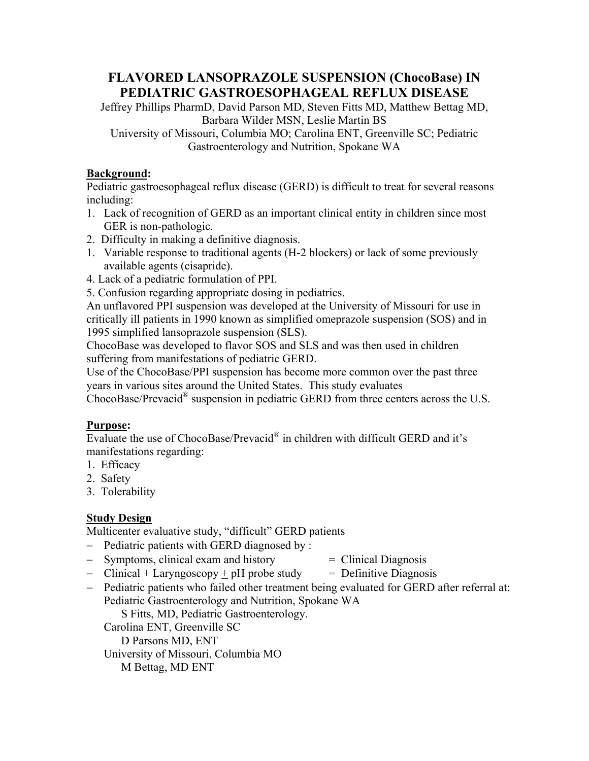# FLAVORED LANSOPRAZOLE SUSPENSION (ChocoBase) IN PEDIATRIC GASTROESOPHAGEAL REFLUX DISEASE

Jeffrey Phillips PharmD, David Parson MD, Steven Fitts MD, Matthew Bettag MD, Barbara Wilder MSN, Leslie Martin BS

University of Missouri, Columbia MO; Carolina ENT, Greenville SC; Pediatric Gastroenterology and Nutrition, Spokane WA

## Background:

Pediatric gastroesophageal reflux disease (GERD) is difficult to treat for several reasons including:

1. Lack of recognition of GERD as an important clinical entity in children since most GER is non-pathologic.
2. Difficulty in making a definitive diagnosis.
1. Variable response to traditional agents (H-2 blockers) or lack of some previously available agents (cisapride).
4. Lack of a pediatric formulation of PPI.
5. Confusion regarding appropriate dosing in pediatrics.

An unflavored PPI suspension was developed at the University of Missouri for use in critically ill patients in 1990 known as simplified omeprazole suspension (SOS) and in 1995 simplified lansoprazole suspension (SLS).

ChocoBase was developed to flavor SOS and SLS and was then used in children suffering from manifestations of pediatric GERD.

Use of the ChocoBase/PPI suspension has become more common over the past three years in various sites around the United States. This study evaluates ChocoBase/Prevacid® suspension in pediatric GERD from three centers across the U.S.

## Purpose:

Evaluate the use of ChocoBase/Prevacid® in children with difficult GERD and it's manifestations regarding:

1. Efficacy
2. Safety
3. Tolerability

## Study Design

Multicenter evaluative study, "difficult" GERD patients

- Pediatric patients with GERD diagnosed by :
- Symptoms, clinical exam and history = Clinical Diagnosis
- Clinical + Laryngoscopy ± pH probe study = Definitive Diagnosis
- Pediatric patients who failed other treatment being evaluated for GERD after referral at:
  - Pediatric Gastroenterology and Nutrition, Spokane WA
    - S Fitts, MD, Pediatric Gastroenterology.
  - Carolina ENT, Greenville SC
    - D Parsons MD, ENT
  - University of Missouri, Columbia MO
    - M Bettag, MD ENT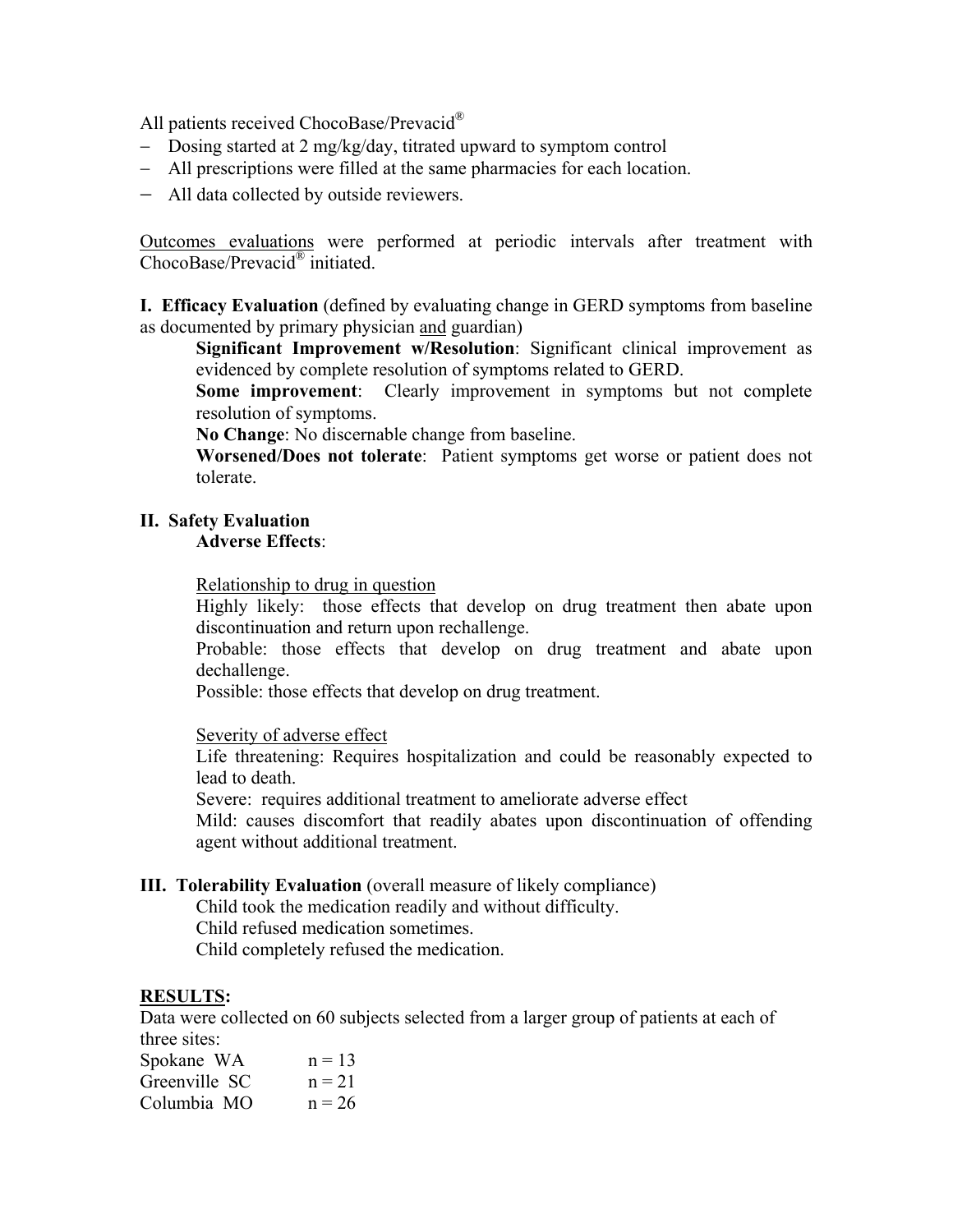All patients received ChocoBase/Prevacid®

- Dosing started at 2 mg/kg/day, titrated upward to symptom control
- All prescriptions were filled at the same pharmacies for each location.
- All data collected by outside reviewers.

Outcomes evaluations were performed at periodic intervals after treatment with ChocoBase/Prevacid® initiated.

**I. Efficacy Evaluation** (defined by evaluating change in GERD symptoms from baseline as documented by primary physician and guardian)

**Significant Improvement w/Resolution**: Significant clinical improvement as evidenced by complete resolution of symptoms related to GERD.

**Some improvement**: Clearly improvement in symptoms but not complete resolution of symptoms.

**No Change**: No discernable change from baseline.

**Worsened/Does not tolerate**: Patient symptoms get worse or patient does not tolerate.

**II. Safety Evaluation**

**Adverse Effects**:

Relationship to drug in question

Highly likely: those effects that develop on drug treatment then abate upon discontinuation and return upon rechallenge.

Probable: those effects that develop on drug treatment and abate upon dechallenge.

Possible: those effects that develop on drug treatment.

Severity of adverse effect

Life threatening: Requires hospitalization and could be reasonably expected to lead to death.

Severe: requires additional treatment to ameliorate adverse effect

Mild: causes discomfort that readily abates upon discontinuation of offending agent without additional treatment.

**III. Tolerability Evaluation** (overall measure of likely compliance)

Child took the medication readily and without difficulty.

Child refused medication sometimes.

Child completely refused the medication.

**RESULTS:**

Data were collected on 60 subjects selected from a larger group of patients at each of three sites:

Spokane WA n = 13
Greenville SC n = 21
Columbia MO n = 26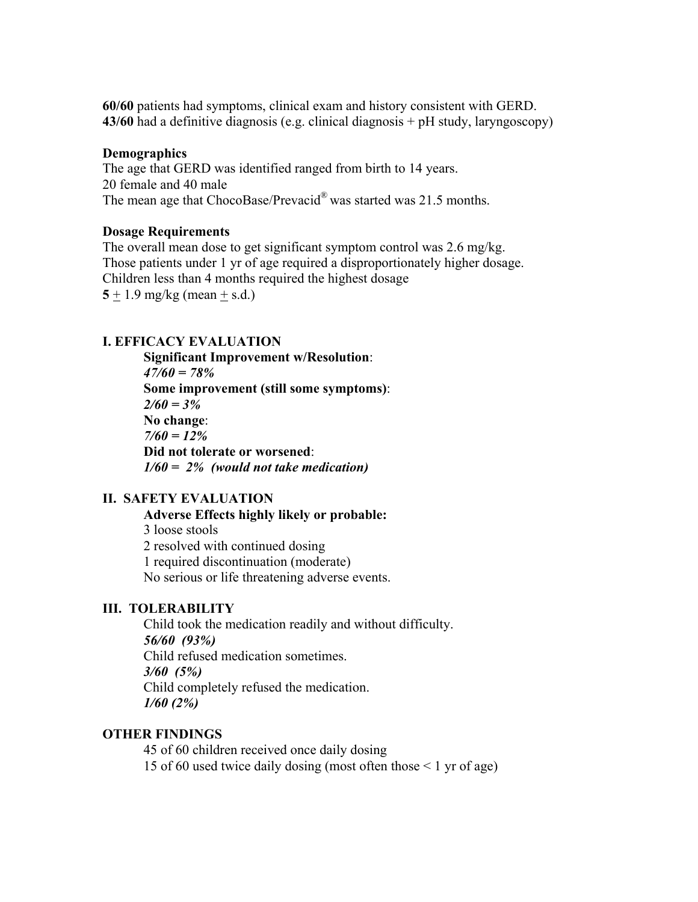**60/60** patients had symptoms, clinical exam and history consistent with GERD.
**43/60** had a definitive diagnosis (e.g. clinical diagnosis + pH study, laryngoscopy)

**Demographics**
The age that GERD was identified ranged from birth to 14 years.
20 female and 40 male
The mean age that ChocoBase/Prevacid® was started was 21.5 months.

**Dosage Requirements**
The overall mean dose to get significant symptom control was 2.6 mg/kg.
Those patients under 1 yr of age required a disproportionately higher dosage.
Children less than 4 months required the highest dosage
**5** ± 1.9 mg/kg (mean ± s.d.)

**I. EFFICACY EVALUATION**

**Significant Improvement w/Resolution**:
***47/60 = 78%***
**Some improvement (still some symptoms)**:
***2/60 = 3%***
**No change**:
***7/60 = 12%***
**Did not tolerate or worsened**:
***1/60 = 2% (would not take medication)***

**II. SAFETY EVALUATION**

**Adverse Effects highly likely or probable:**
3 loose stools
2 resolved with continued dosing
1 required discontinuation (moderate)
No serious or life threatening adverse events.

**III. TOLERABILITY**

Child took the medication readily and without difficulty.
***56/60 (93%)***
Child refused medication sometimes.
***3/60 (5%)***
Child completely refused the medication.
***1/60 (2%)***

**OTHER FINDINGS**

45 of 60 children received once daily dosing
15 of 60 used twice daily dosing (most often those < 1 yr of age)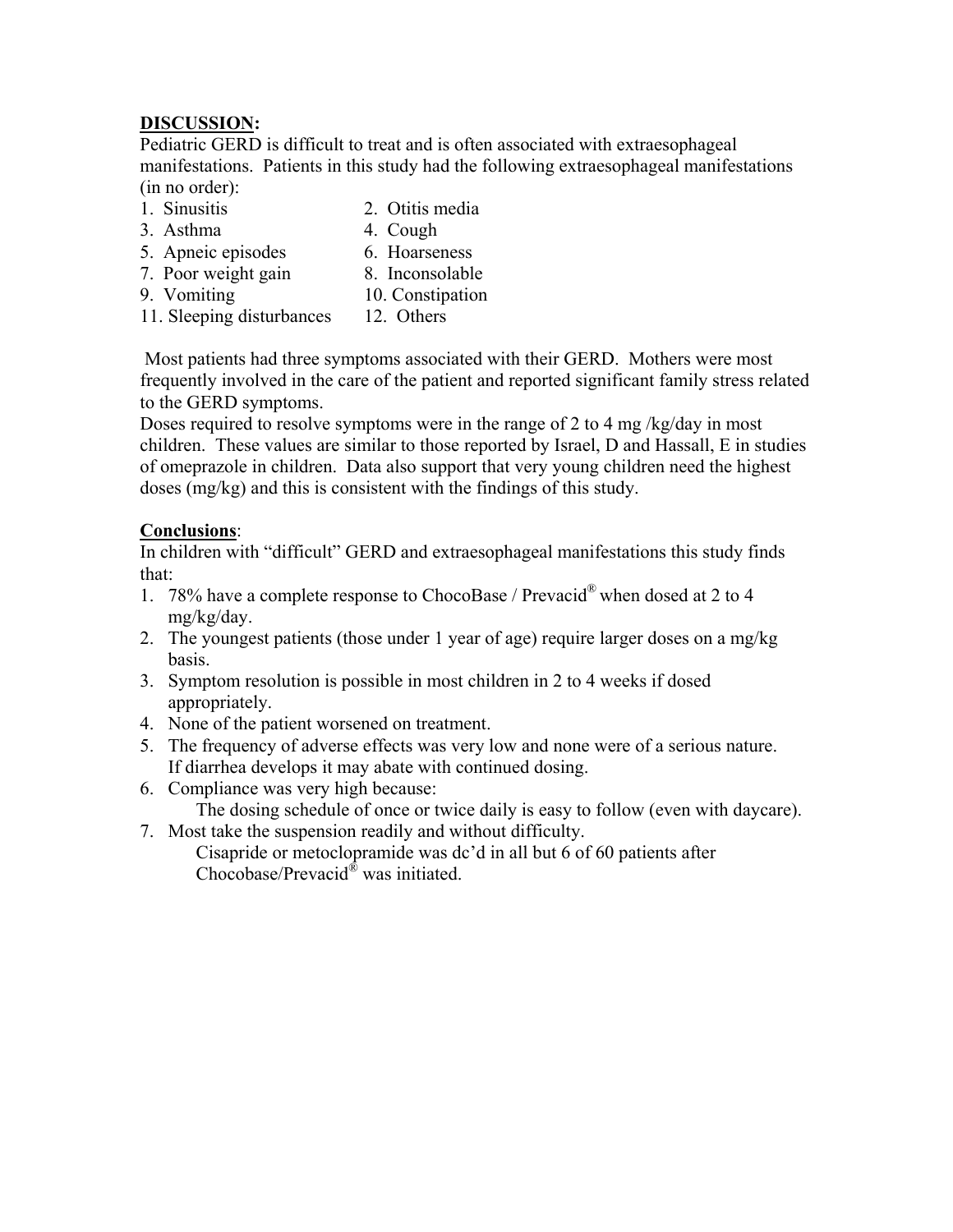**DISCUSSION:**

Pediatric GERD is difficult to treat and is often associated with extraesophageal manifestations. Patients in this study had the following extraesophageal manifestations (in no order):

1. Sinusitis
2. Otitis media
3. Asthma
4. Cough
5. Apneic episodes
6. Hoarseness
7. Poor weight gain
8. Inconsolable
9. Vomiting
10. Constipation
11. Sleeping disturbances
12. Others

Most patients had three symptoms associated with their GERD. Mothers were most frequently involved in the care of the patient and reported significant family stress related to the GERD symptoms.

Doses required to resolve symptoms were in the range of 2 to 4 mg /kg/day in most children. These values are similar to those reported by Israel, D and Hassall, E in studies of omeprazole in children. Data also support that very young children need the highest doses (mg/kg) and this is consistent with the findings of this study.

**Conclusions**:

In children with "difficult" GERD and extraesophageal manifestations this study finds that:

1. 78% have a complete response to ChocoBase / Prevacid® when dosed at 2 to 4 mg/kg/day.
2. The youngest patients (those under 1 year of age) require larger doses on a mg/kg basis.
3. Symptom resolution is possible in most children in 2 to 4 weeks if dosed appropriately.
4. None of the patient worsened on treatment.
5. The frequency of adverse effects was very low and none were of a serious nature. If diarrhea develops it may abate with continued dosing.
6. Compliance was very high because:
   The dosing schedule of once or twice daily is easy to follow (even with daycare).
7. Most take the suspension readily and without difficulty.
   Cisapride or metoclopramide was dc'd in all but 6 of 60 patients after Chocobase/Prevacid® was initiated.